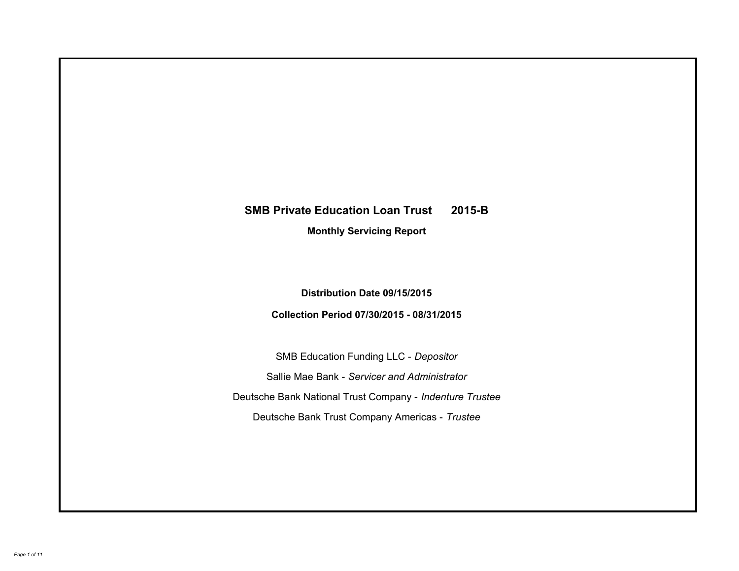# SMB Private Education Loan Trust 2015-B

## Monthly Servicing Report

**Distribution Date 09/15/2015**

**Collection Period 07/30/2015 - 08/31/2015**

SMB Education Funding LLC - *Depositor*

Sallie Mae Bank - *Servicer and Administrator*

Deutsche Bank National Trust Company - *Indenture Trustee*

Deutsche Bank Trust Company Americas - *Trustee*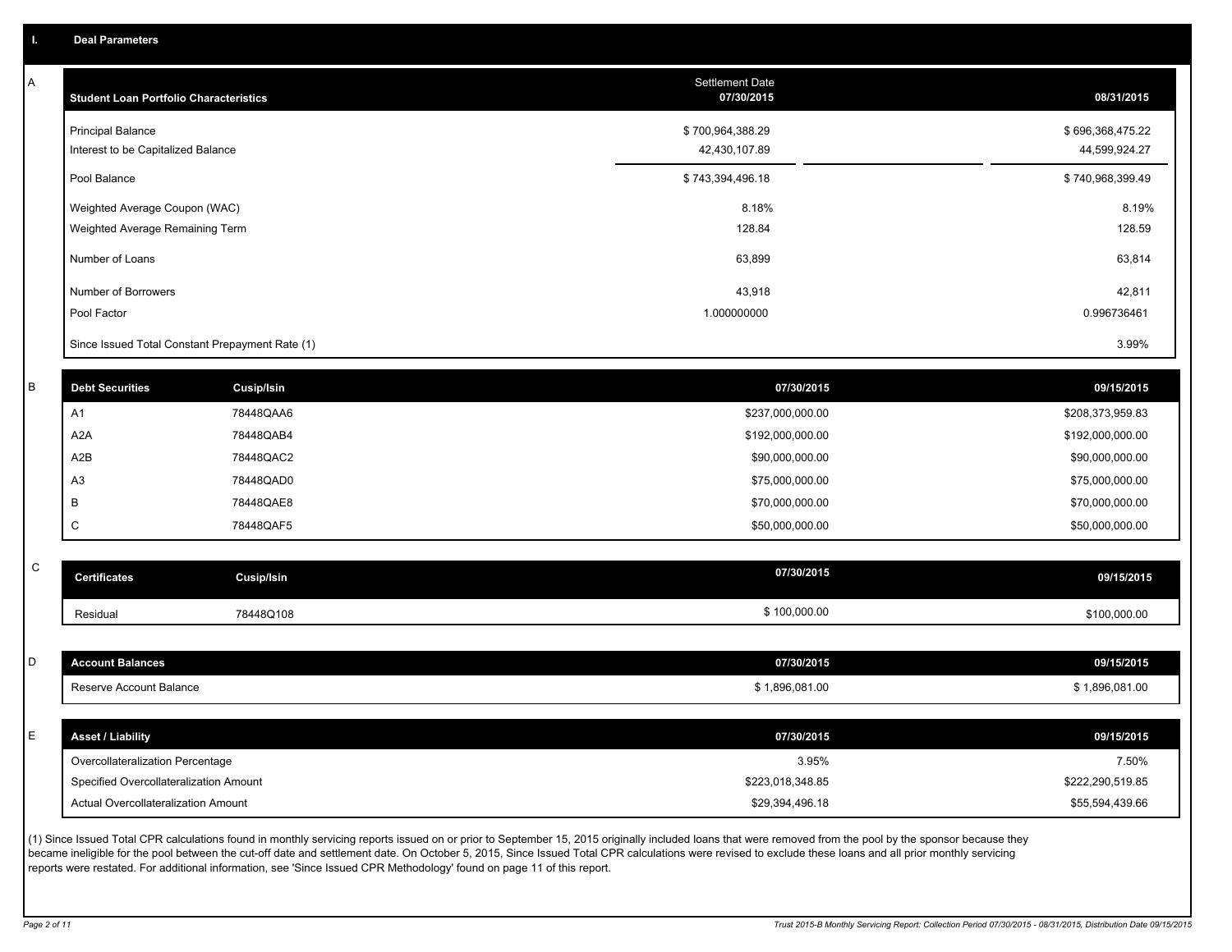## I. Deal Parameters

### A

| Student Loan Portfolio Characteristics | Settlement Date 07/30/2015 | | 08/31/2015 |
|---|---|---|---|
| Principal Balance | $ 700,964,388.29 | | $ 696,368,475.22 |
| Interest to be Capitalized Balance | 42,430,107.89 | | 44,599,924.27 |
| Pool Balance | $ 743,394,496.18 | | $ 740,968,399.49 |
| Weighted Average Coupon (WAC) | 8.18% | | 8.19% |
| Weighted Average Remaining Term | 128.84 | | 128.59 |
| Number of Loans | 63,899 | | 63,814 |
| Number of Borrowers | 43,918 | | 42,811 |
| Pool Factor | 1.000000000 | | 0.996736461 |
| Since Issued Total Constant Prepayment Rate (1) | | | 3.99% |

### B

| Debt Securities | Cusip/Isin | 07/30/2015 | 09/15/2015 |
|---|---|---|---|
| A1 | 78448QAA6 | $237,000,000.00 | $208,373,959.83 |
| A2A | 78448QAB4 | $192,000,000.00 | $192,000,000.00 |
| A2B | 78448QAC2 | $90,000,000.00 | $90,000,000.00 |
| A3 | 78448QAD0 | $75,000,000.00 | $75,000,000.00 |
| B | 78448QAE8 | $70,000,000.00 | $70,000,000.00 |
| C | 78448QAF5 | $50,000,000.00 | $50,000,000.00 |

### C

| Certificates | Cusip/Isin | 07/30/2015 | 09/15/2015 |
|---|---|---|---|
| Residual | 78448Q108 | $ 100,000.00 | $100,000.00 |

### D

| Account Balances | 07/30/2015 | 09/15/2015 |
|---|---|---|
| Reserve Account Balance | $ 1,896,081.00 | $ 1,896,081.00 |

### E

| Asset / Liability | 07/30/2015 | 09/15/2015 |
|---|---|---|
| Overcollateralization Percentage | 3.95% | 7.50% |
| Specified Overcollateralization Amount | $223,018,348.85 | $222,290,519.85 |
| Actual Overcollateralization Amount | $29,394,496.18 | $55,594,439.66 |

(1) Since Issued Total CPR calculations found in monthly servicing reports issued on or prior to September 15, 2015 originally included loans that were removed from the pool by the sponsor because they became ineligible for the pool between the cut-off date and settlement date. On October 5, 2015, Since Issued Total CPR calculations were revised to exclude these loans and all prior monthly servicing reports were restated. For additional information, see 'Since Issued CPR Methodology' found on page 11 of this report.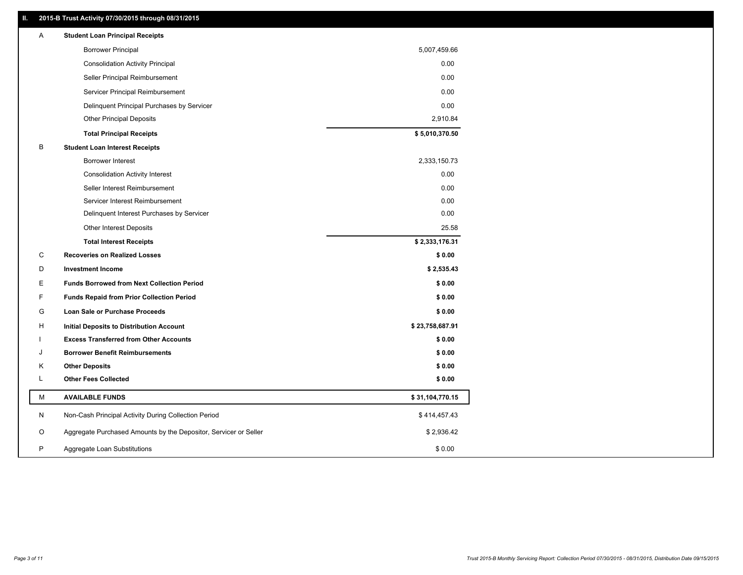## II. 2015-B Trust Activity 07/30/2015 through 08/31/2015

| | | |
|---|---|---|
| A | **Student Loan Principal Receipts** | |
| | Borrower Principal | 5,007,459.66 |
| | Consolidation Activity Principal | 0.00 |
| | Seller Principal Reimbursement | 0.00 |
| | Servicer Principal Reimbursement | 0.00 |
| | Delinquent Principal Purchases by Servicer | 0.00 |
| | Other Principal Deposits | 2,910.84 |
| | **Total Principal Receipts** | **$ 5,010,370.50** |
| B | **Student Loan Interest Receipts** | |
| | Borrower Interest | 2,333,150.73 |
| | Consolidation Activity Interest | 0.00 |
| | Seller Interest Reimbursement | 0.00 |
| | Servicer Interest Reimbursement | 0.00 |
| | Delinquent Interest Purchases by Servicer | 0.00 |
| | Other Interest Deposits | 25.58 |
| | **Total Interest Receipts** | **$ 2,333,176.31** |
| C | **Recoveries on Realized Losses** | **$ 0.00** |
| D | **Investment Income** | **$ 2,535.43** |
| E | **Funds Borrowed from Next Collection Period** | **$ 0.00** |
| F | **Funds Repaid from Prior Collection Period** | **$ 0.00** |
| G | **Loan Sale or Purchase Proceeds** | **$ 0.00** |
| H | **Initial Deposits to Distribution Account** | **$ 23,758,687.91** |
| I | **Excess Transferred from Other Accounts** | **$ 0.00** |
| J | **Borrower Benefit Reimbursements** | **$ 0.00** |
| K | **Other Deposits** | **$ 0.00** |
| L | **Other Fees Collected** | **$ 0.00** |
| M | **AVAILABLE FUNDS** | **$ 31,104,770.15** |
| N | Non-Cash Principal Activity During Collection Period | $ 414,457.43 |
| O | Aggregate Purchased Amounts by the Depositor, Servicer or Seller | $ 2,936.42 |
| P | Aggregate Loan Substitutions | $ 0.00 |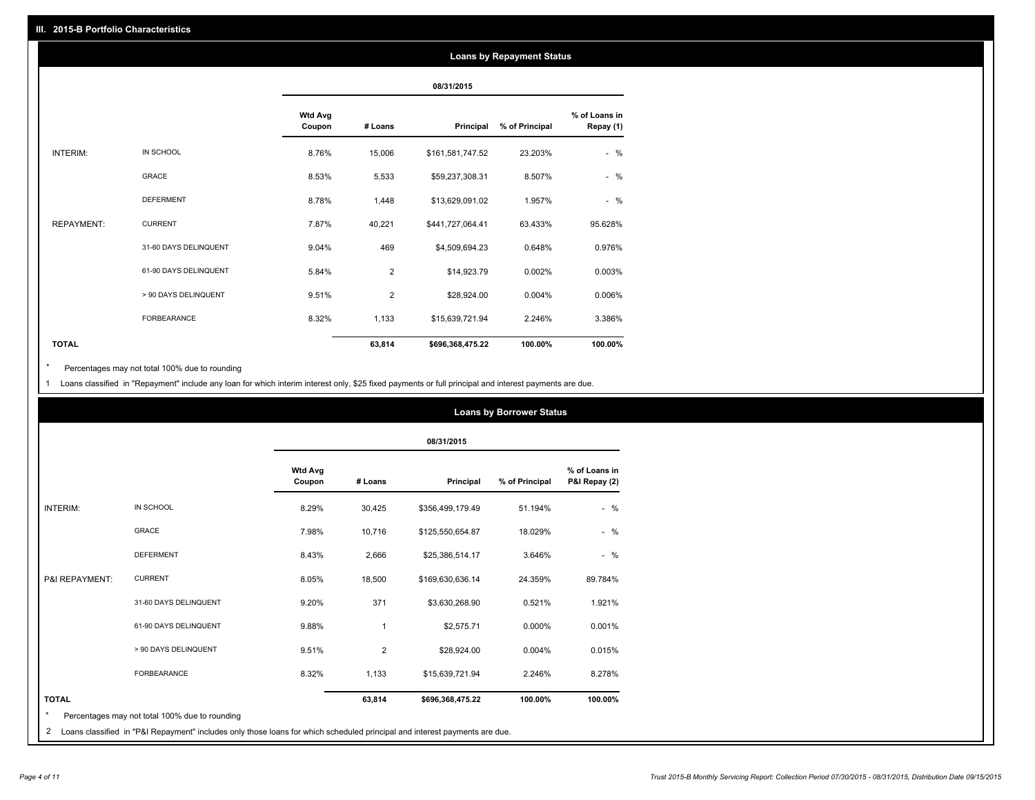## III. 2015-B Portfolio Characteristics

### Loans by Repayment Status

| | | 08/31/2015 | | | | |
|---|---|---|---|---|---|---|
| | | Wtd Avg Coupon | # Loans | Principal | % of Principal | % of Loans in Repay (1) |
| INTERIM: | IN SCHOOL | 8.76% | 15,006 | $161,581,747.52 | 23.203% | - % |
| | GRACE | 8.53% | 5,533 | $59,237,308.31 | 8.507% | - % |
| | DEFERMENT | 8.78% | 1,448 | $13,629,091.02 | 1.957% | - % |
| REPAYMENT: | CURRENT | 7.87% | 40,221 | $441,727,064.41 | 63.433% | 95.628% |
| | 31-60 DAYS DELINQUENT | 9.04% | 469 | $4,509,694.23 | 0.648% | 0.976% |
| | 61-90 DAYS DELINQUENT | 5.84% | 2 | $14,923.79 | 0.002% | 0.003% |
| | > 90 DAYS DELINQUENT | 9.51% | 2 | $28,924.00 | 0.004% | 0.006% |
| | FORBEARANCE | 8.32% | 1,133 | $15,639,721.94 | 2.246% | 3.386% |
| **TOTAL** | | | **63,814** | **$696,368,475.22** | **100.00%** | **100.00%** |

\* Percentages may not total 100% due to rounding

1 Loans classified in "Repayment" include any loan for which interim interest only, $25 fixed payments or full principal and interest payments are due.

### Loans by Borrower Status

| | | 08/31/2015 | | | | |
|---|---|---|---|---|---|---|
| | | Wtd Avg Coupon | # Loans | Principal | % of Principal | % of Loans in P&I Repay (2) |
| INTERIM: | IN SCHOOL | 8.29% | 30,425 | $356,499,179.49 | 51.194% | - % |
| | GRACE | 7.98% | 10,716 | $125,550,654.87 | 18.029% | - % |
| | DEFERMENT | 8.43% | 2,666 | $25,386,514.17 | 3.646% | - % |
| P&I REPAYMENT: | CURRENT | 8.05% | 18,500 | $169,630,636.14 | 24.359% | 89.784% |
| | 31-60 DAYS DELINQUENT | 9.20% | 371 | $3,630,268.90 | 0.521% | 1.921% |
| | 61-90 DAYS DELINQUENT | 9.88% | 1 | $2,575.71 | 0.000% | 0.001% |
| | > 90 DAYS DELINQUENT | 9.51% | 2 | $28,924.00 | 0.004% | 0.015% |
| | FORBEARANCE | 8.32% | 1,133 | $15,639,721.94 | 2.246% | 8.278% |
| **TOTAL** | | | **63,814** | **$696,368,475.22** | **100.00%** | **100.00%** |

\* Percentages may not total 100% due to rounding

2 Loans classified in "P&I Repayment" includes only those loans for which scheduled principal and interest payments are due.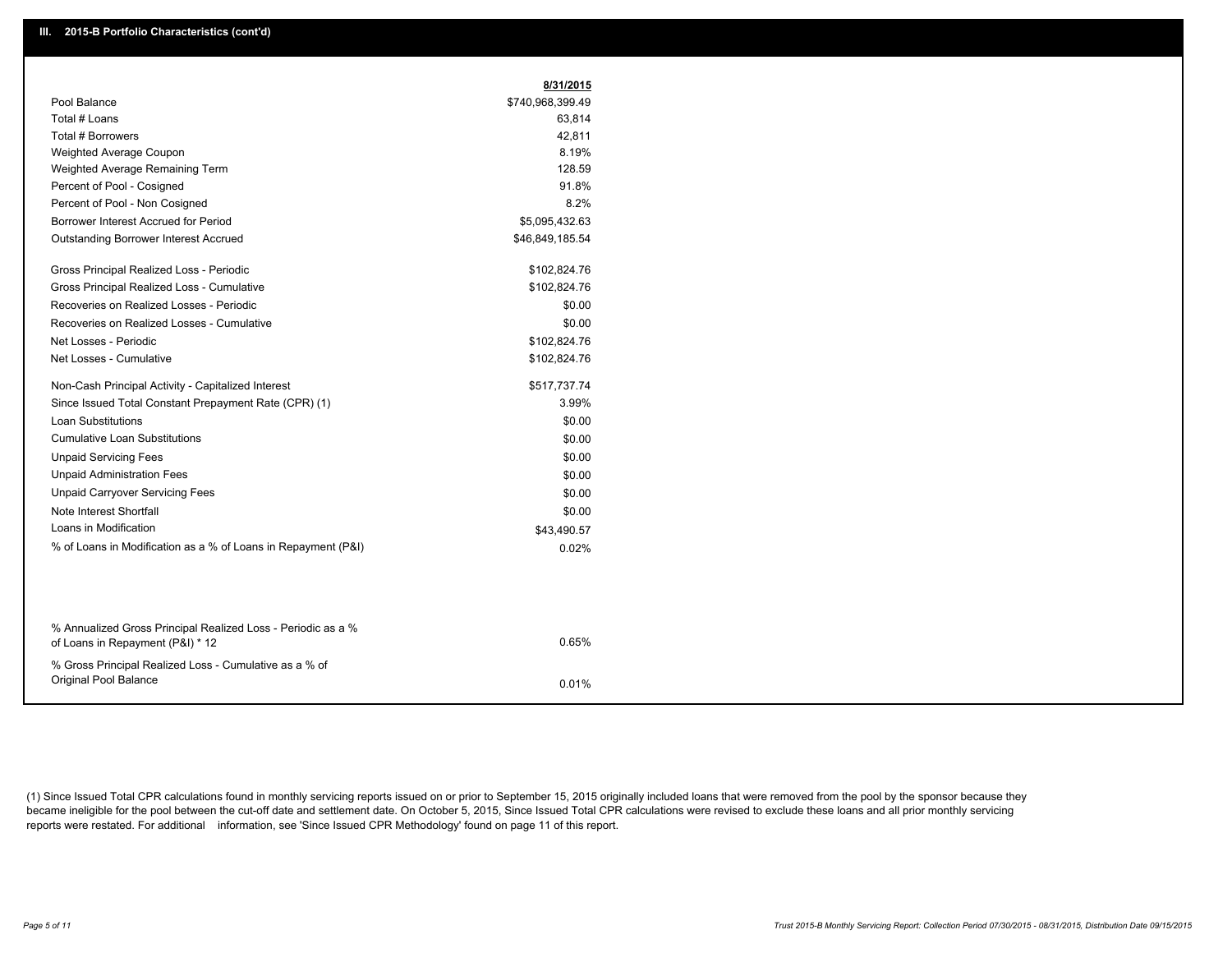## III. 2015-B Portfolio Characteristics (cont'd)

| | 8/31/2015 |
|---|---|
| Pool Balance | $740,968,399.49 |
| Total # Loans | 63,814 |
| Total # Borrowers | 42,811 |
| Weighted Average Coupon | 8.19% |
| Weighted Average Remaining Term | 128.59 |
| Percent of Pool - Cosigned | 91.8% |
| Percent of Pool - Non Cosigned | 8.2% |
| Borrower Interest Accrued for Period | $5,095,432.63 |
| Outstanding Borrower Interest Accrued | $46,849,185.54 |
| Gross Principal Realized Loss - Periodic | $102,824.76 |
| Gross Principal Realized Loss - Cumulative | $102,824.76 |
| Recoveries on Realized Losses - Periodic | $0.00 |
| Recoveries on Realized Losses - Cumulative | $0.00 |
| Net Losses - Periodic | $102,824.76 |
| Net Losses - Cumulative | $102,824.76 |
| Non-Cash Principal Activity - Capitalized Interest | $517,737.74 |
| Since Issued Total Constant Prepayment Rate (CPR) (1) | 3.99% |
| Loan Substitutions | $0.00 |
| Cumulative Loan Substitutions | $0.00 |
| Unpaid Servicing Fees | $0.00 |
| Unpaid Administration Fees | $0.00 |
| Unpaid Carryover Servicing Fees | $0.00 |
| Note Interest Shortfall | $0.00 |
| Loans in Modification | $43,490.57 |
| % of Loans in Modification as a % of Loans in Repayment (P&I) | 0.02% |
| % Annualized Gross Principal Realized Loss - Periodic as a % of Loans in Repayment (P&I) * 12 | 0.65% |
| % Gross Principal Realized Loss - Cumulative as a % of Original Pool Balance | 0.01% |

(1) Since Issued Total CPR calculations found in monthly servicing reports issued on or prior to September 15, 2015 originally included loans that were removed from the pool by the sponsor because they became ineligible for the pool between the cut-off date and settlement date. On October 5, 2015, Since Issued Total CPR calculations were revised to exclude these loans and all prior monthly servicing reports were restated. For additional information, see 'Since Issued CPR Methodology' found on page 11 of this report.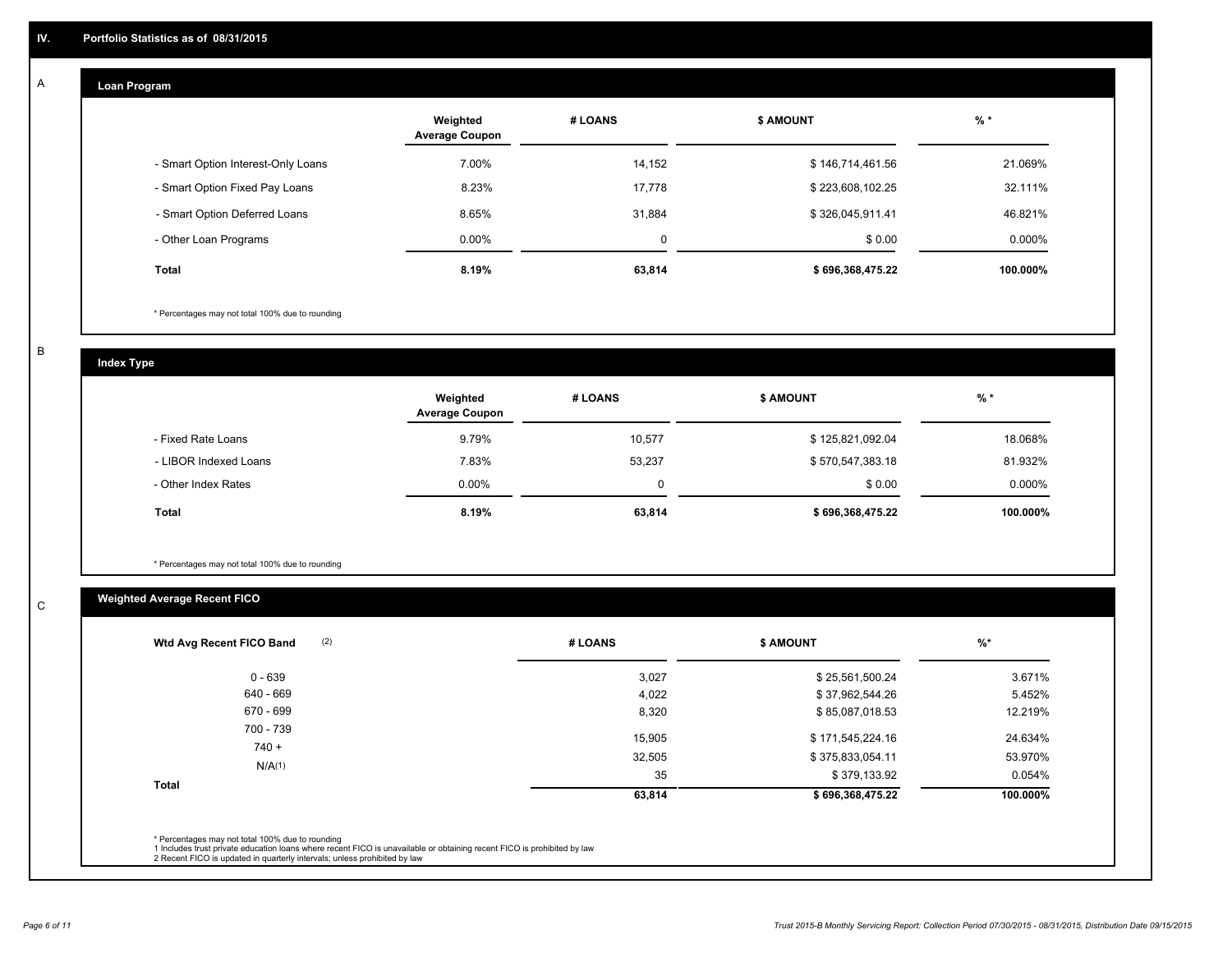## IV. Portfolio Statistics as of 08/31/2015

### A. Loan Program

| | Weighted Average Coupon | # LOANS | $ AMOUNT | % * |
|---|---|---|---|---|
| - Smart Option Interest-Only Loans | 7.00% | 14,152 | $ 146,714,461.56 | 21.069% |
| - Smart Option Fixed Pay Loans | 8.23% | 17,778 | $ 223,608,102.25 | 32.111% |
| - Smart Option Deferred Loans | 8.65% | 31,884 | $ 326,045,911.41 | 46.821% |
| - Other Loan Programs | 0.00% | 0 | $ 0.00 | 0.000% |
| **Total** | **8.19%** | **63,814** | **$ 696,368,475.22** | **100.000%** |

\* Percentages may not total 100% due to rounding

### B. Index Type

| | Weighted Average Coupon | # LOANS | $ AMOUNT | % * |
|---|---|---|---|---|
| - Fixed Rate Loans | 9.79% | 10,577 | $ 125,821,092.04 | 18.068% |
| - LIBOR Indexed Loans | 7.83% | 53,237 | $ 570,547,383.18 | 81.932% |
| - Other Index Rates | 0.00% | 0 | $ 0.00 | 0.000% |
| **Total** | **8.19%** | **63,814** | **$ 696,368,475.22** | **100.000%** |

\* Percentages may not total 100% due to rounding

### C. Weighted Average Recent FICO

| Wtd Avg Recent FICO Band (2) | # LOANS | $ AMOUNT | %* |
|---|---|---|---|
| 0 - 639 | 3,027 | $ 25,561,500.24 | 3.671% |
| 640 - 669 | 4,022 | $ 37,962,544.26 | 5.452% |
| 670 - 699 | 8,320 | $ 85,087,018.53 | 12.219% |
| 700 - 739 | 15,905 | $ 171,545,224.16 | 24.634% |
| 740 + | 32,505 | $ 375,833,054.11 | 53.970% |
| N/A(1) | 35 | $ 379,133.92 | 0.054% |
| **Total** | **63,814** | **$ 696,368,475.22** | **100.000%** |

\* Percentages may not total 100% due to rounding
1 Includes trust private education loans where recent FICO is unavailable or obtaining recent FICO is prohibited by law
2 Recent FICO is updated in quarterly intervals; unless prohibited by law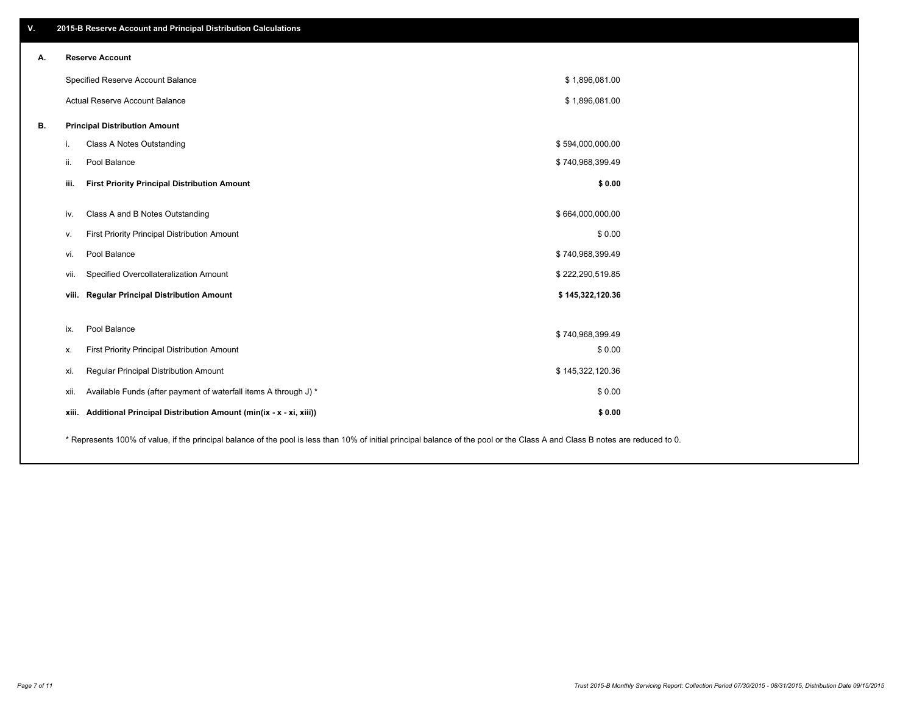## V. 2015-B Reserve Account and Principal Distribution Calculations

### A. Reserve Account

| | |
|---|---|
| Specified Reserve Account Balance | $ 1,896,081.00 |
| Actual Reserve Account Balance | $ 1,896,081.00 |

### B. Principal Distribution Amount

| | | |
|---|---|---|
| i. | Class A Notes Outstanding | $ 594,000,000.00 |
| ii. | Pool Balance | $ 740,968,399.49 |
| **iii.** | **First Priority Principal Distribution Amount** | **$ 0.00** |
| iv. | Class A and B Notes Outstanding | $ 664,000,000.00 |
| v. | First Priority Principal Distribution Amount | $ 0.00 |
| vi. | Pool Balance | $ 740,968,399.49 |
| vii. | Specified Overcollateralization Amount | $ 222,290,519.85 |
| **viii.** | **Regular Principal Distribution Amount** | **$ 145,322,120.36** |
| ix. | Pool Balance | $ 740,968,399.49 |
| x. | First Priority Principal Distribution Amount | $ 0.00 |
| xi. | Regular Principal Distribution Amount | $ 145,322,120.36 |
| xii. | Available Funds (after payment of waterfall items A through J) * | $ 0.00 |
| **xiii.** | **Additional Principal Distribution Amount (min(ix - x - xi, xiii))** | **$ 0.00** |

* Represents 100% of value, if the principal balance of the pool is less than 10% of initial principal balance of the pool or the Class A and Class B notes are reduced to 0.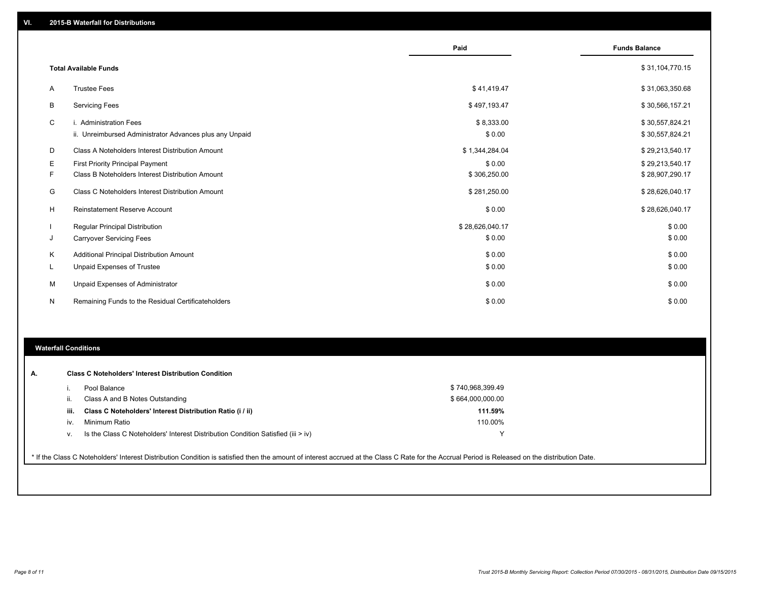## VI. 2015-B Waterfall for Distributions

| | | Paid | Funds Balance |
|---|---|---|---|
| | **Total Available Funds** | | $ 31,104,770.15 |
| A | Trustee Fees | $ 41,419.47 | $ 31,063,350.68 |
| B | Servicing Fees | $ 497,193.47 | $ 30,566,157.21 |
| C | i. Administration Fees | $ 8,333.00 | $ 30,557,824.21 |
| | ii. Unreimbursed Administrator Advances plus any Unpaid | $ 0.00 | $ 30,557,824.21 |
| D | Class A Noteholders Interest Distribution Amount | $ 1,344,284.04 | $ 29,213,540.17 |
| E | First Priority Principal Payment | $ 0.00 | $ 29,213,540.17 |
| F | Class B Noteholders Interest Distribution Amount | $ 306,250.00 | $ 28,907,290.17 |
| G | Class C Noteholders Interest Distribution Amount | $ 281,250.00 | $ 28,626,040.17 |
| H | Reinstatement Reserve Account | $ 0.00 | $ 28,626,040.17 |
| I | Regular Principal Distribution | $ 28,626,040.17 | $ 0.00 |
| J | Carryover Servicing Fees | $ 0.00 | $ 0.00 |
| K | Additional Principal Distribution Amount | $ 0.00 | $ 0.00 |
| L | Unpaid Expenses of Trustee | $ 0.00 | $ 0.00 |
| M | Unpaid Expenses of Administrator | $ 0.00 | $ 0.00 |
| N | Remaining Funds to the Residual Certificateholders | $ 0.00 | $ 0.00 |

### Waterfall Conditions

**A. Class C Noteholders' Interest Distribution Condition**

| | | |
|---|---|---|
| i. | Pool Balance | $ 740,968,399.49 |
| ii. | Class A and B Notes Outstanding | $ 664,000,000.00 |
| **iii.** | **Class C Noteholders' Interest Distribution Ratio (i / ii)** | **111.59%** |
| iv. | Minimum Ratio | 110.00% |
| v. | Is the Class C Noteholders' Interest Distribution Condition Satisfied (iii > iv) | Y |

* If the Class C Noteholders' Interest Distribution Condition is satisfied then the amount of interest accrued at the Class C Rate for the Accrual Period is Released on the distribution Date.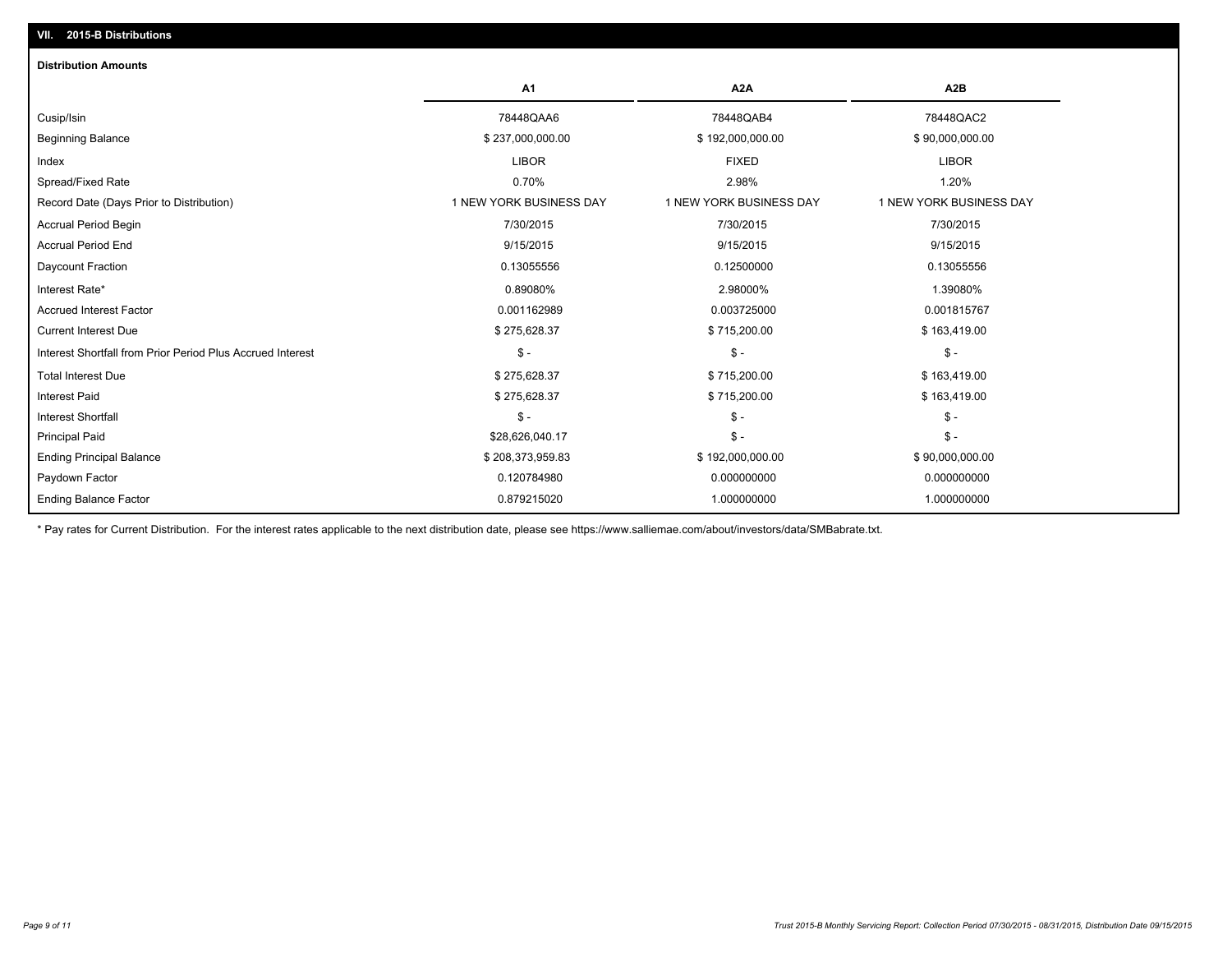## VII. 2015-B Distributions

### Distribution Amounts

| | A1 | A2A | A2B |
|---|---|---|---|
| Cusip/Isin | 78448QAA6 | 78448QAB4 | 78448QAC2 |
| Beginning Balance | $ 237,000,000.00 | $ 192,000,000.00 | $ 90,000,000.00 |
| Index | LIBOR | FIXED | LIBOR |
| Spread/Fixed Rate | 0.70% | 2.98% | 1.20% |
| Record Date (Days Prior to Distribution) | 1 NEW YORK BUSINESS DAY | 1 NEW YORK BUSINESS DAY | 1 NEW YORK BUSINESS DAY |
| Accrual Period Begin | 7/30/2015 | 7/30/2015 | 7/30/2015 |
| Accrual Period End | 9/15/2015 | 9/15/2015 | 9/15/2015 |
| Daycount Fraction | 0.13055556 | 0.12500000 | 0.13055556 |
| Interest Rate* | 0.89080% | 2.98000% | 1.39080% |
| Accrued Interest Factor | 0.001162989 | 0.003725000 | 0.001815767 |
| Current Interest Due | $ 275,628.37 | $ 715,200.00 | $ 163,419.00 |
| Interest Shortfall from Prior Period Plus Accrued Interest | $ - | $ - | $ - |
| Total Interest Due | $ 275,628.37 | $ 715,200.00 | $ 163,419.00 |
| Interest Paid | $ 275,628.37 | $ 715,200.00 | $ 163,419.00 |
| Interest Shortfall | $ - | $ - | $ - |
| Principal Paid | $28,626,040.17 | $ - | $ - |
| Ending Principal Balance | $ 208,373,959.83 | $ 192,000,000.00 | $ 90,000,000.00 |
| Paydown Factor | 0.120784980 | 0.000000000 | 0.000000000 |
| Ending Balance Factor | 0.879215020 | 1.000000000 | 1.000000000 |

\* Pay rates for Current Distribution. For the interest rates applicable to the next distribution date, please see https://www.salliemae.com/about/investors/data/SMBabrate.txt.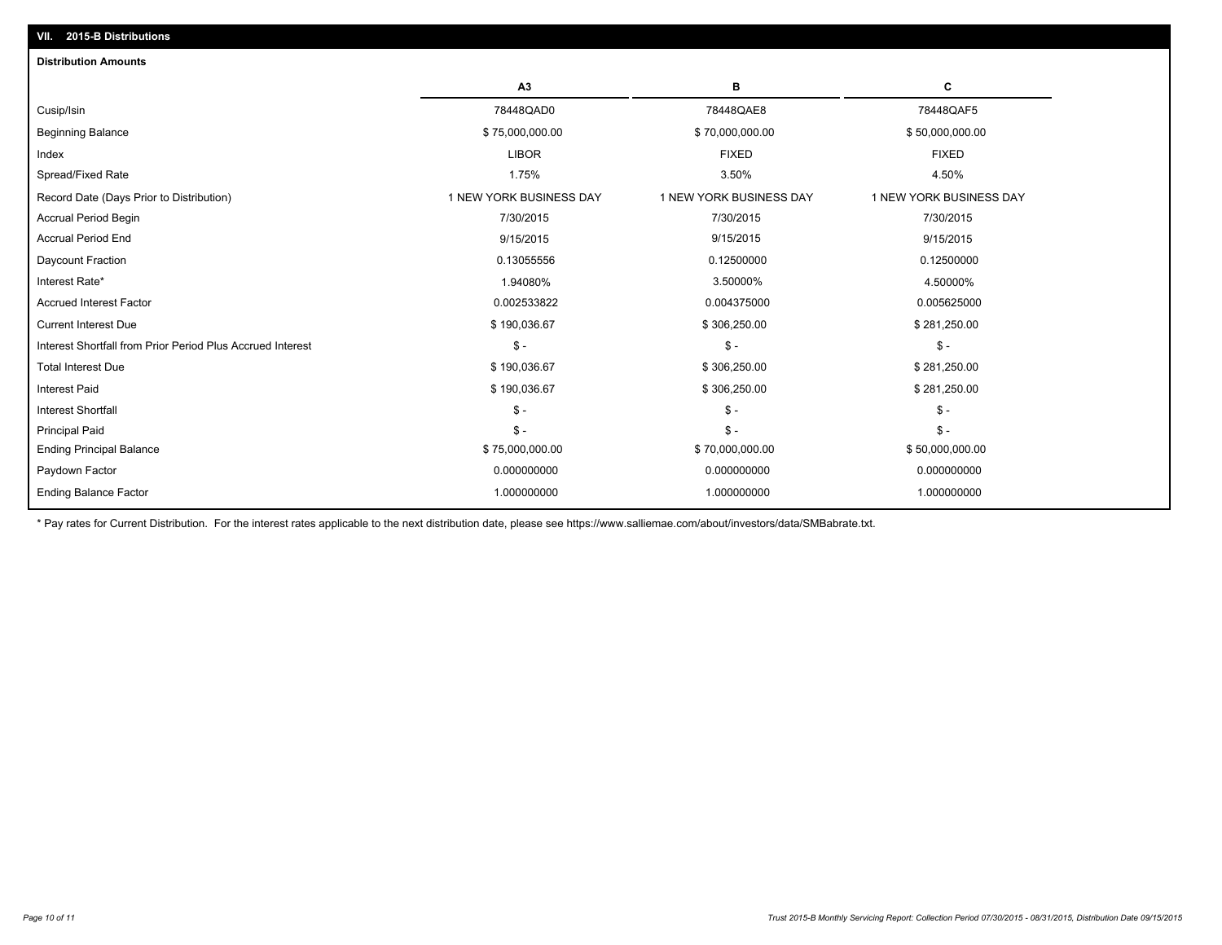## VII. 2015-B Distributions

### Distribution Amounts

| | A3 | B | C |
|---|---|---|---|
| Cusip/Isin | 78448QAD0 | 78448QAE8 | 78448QAF5 |
| Beginning Balance | $ 75,000,000.00 | $ 70,000,000.00 | $ 50,000,000.00 |
| Index | LIBOR | FIXED | FIXED |
| Spread/Fixed Rate | 1.75% | 3.50% | 4.50% |
| Record Date (Days Prior to Distribution) | 1 NEW YORK BUSINESS DAY | 1 NEW YORK BUSINESS DAY | 1 NEW YORK BUSINESS DAY |
| Accrual Period Begin | 7/30/2015 | 7/30/2015 | 7/30/2015 |
| Accrual Period End | 9/15/2015 | 9/15/2015 | 9/15/2015 |
| Daycount Fraction | 0.13055556 | 0.12500000 | 0.12500000 |
| Interest Rate* | 1.94080% | 3.50000% | 4.50000% |
| Accrued Interest Factor | 0.002533822 | 0.004375000 | 0.005625000 |
| Current Interest Due | $ 190,036.67 | $ 306,250.00 | $ 281,250.00 |
| Interest Shortfall from Prior Period Plus Accrued Interest | $ - | $ - | $ - |
| Total Interest Due | $ 190,036.67 | $ 306,250.00 | $ 281,250.00 |
| Interest Paid | $ 190,036.67 | $ 306,250.00 | $ 281,250.00 |
| Interest Shortfall | $ - | $ - | $ - |
| Principal Paid | $ - | $ - | $ - |
| Ending Principal Balance | $ 75,000,000.00 | $ 70,000,000.00 | $ 50,000,000.00 |
| Paydown Factor | 0.000000000 | 0.000000000 | 0.000000000 |
| Ending Balance Factor | 1.000000000 | 1.000000000 | 1.000000000 |

* Pay rates for Current Distribution. For the interest rates applicable to the next distribution date, please see https://www.salliemae.com/about/investors/data/SMBabrate.txt.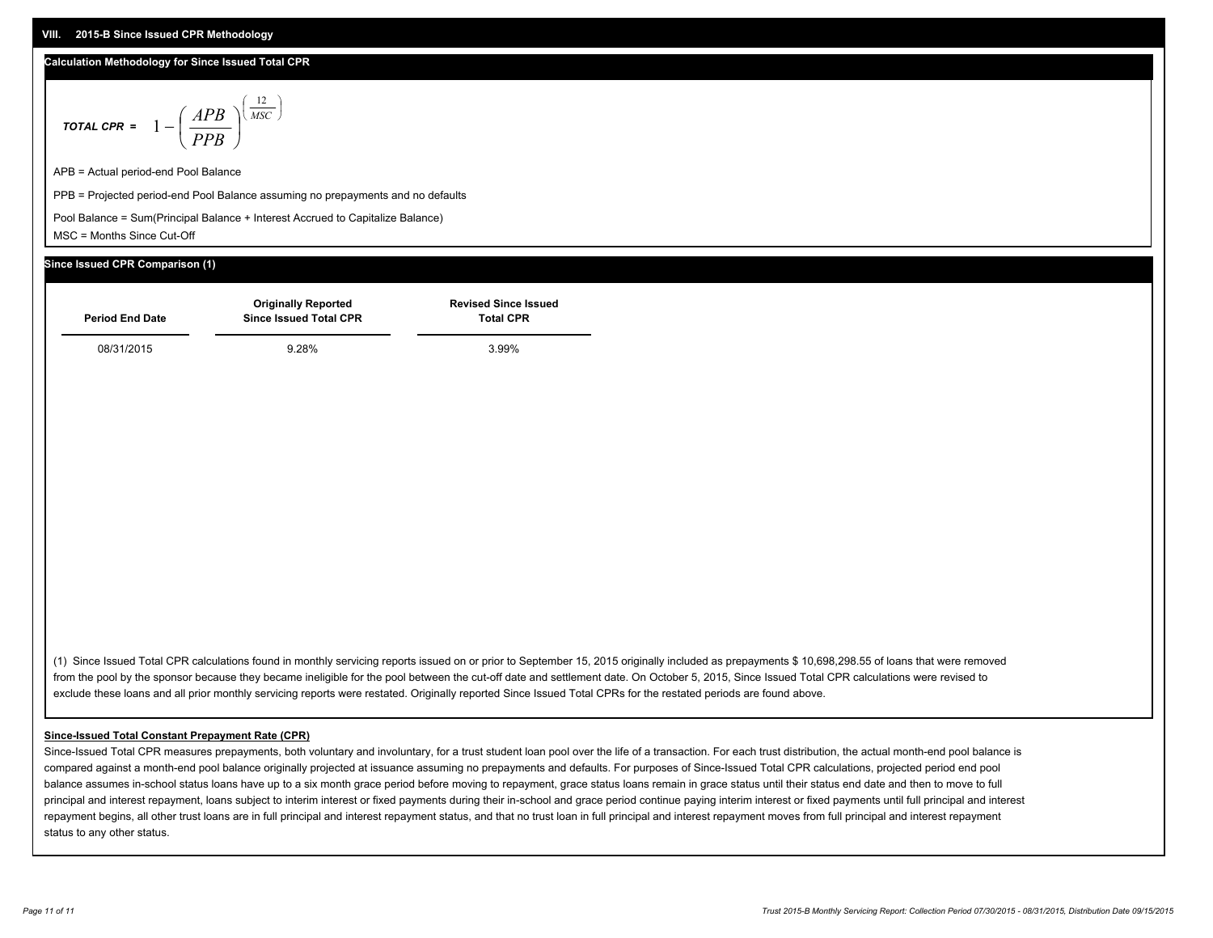## VIII. 2015-B Since Issued CPR Methodology

### Calculation Methodology for Since Issued Total CPR

$$\textbf{\textit{TOTAL CPR}} = 1 - \left(\frac{APB}{PPB}\right)^{\left(\frac{12}{MSC}\right)}$$

APB = Actual period-end Pool Balance

PPB = Projected period-end Pool Balance assuming no prepayments and no defaults

Pool Balance = Sum(Principal Balance + Interest Accrued to Capitalize Balance)

MSC = Months Since Cut-Off

### Since Issued CPR Comparison (1)

| Period End Date | Originally Reported Since Issued Total CPR | Revised Since Issued Total CPR |
|---|---|---|
| 08/31/2015 | 9.28% | 3.99% |

(1) Since Issued Total CPR calculations found in monthly servicing reports issued on or prior to September 15, 2015 originally included as prepayments $ 10,698,298.55 of loans that were removed from the pool by the sponsor because they became ineligible for the pool between the cut-off date and settlement date. On October 5, 2015, Since Issued Total CPR calculations were revised to exclude these loans and all prior monthly servicing reports were restated. Originally reported Since Issued Total CPRs for the restated periods are found above.

**Since-Issued Total Constant Prepayment Rate (CPR)**

Since-Issued Total CPR measures prepayments, both voluntary and involuntary, for a trust student loan pool over the life of a transaction. For each trust distribution, the actual month-end pool balance is compared against a month-end pool balance originally projected at issuance assuming no prepayments and defaults. For purposes of Since-Issued Total CPR calculations, projected period end pool balance assumes in-school status loans have up to a six month grace period before moving to repayment, grace status loans remain in grace status until their status end date and then to move to full principal and interest repayment, loans subject to interim interest or fixed payments during their in-school and grace period continue paying interim interest or fixed payments until full principal and interest repayment begins, all other trust loans are in full principal and interest repayment status, and that no trust loan in full principal and interest repayment moves from full principal and interest repayment status to any other status.